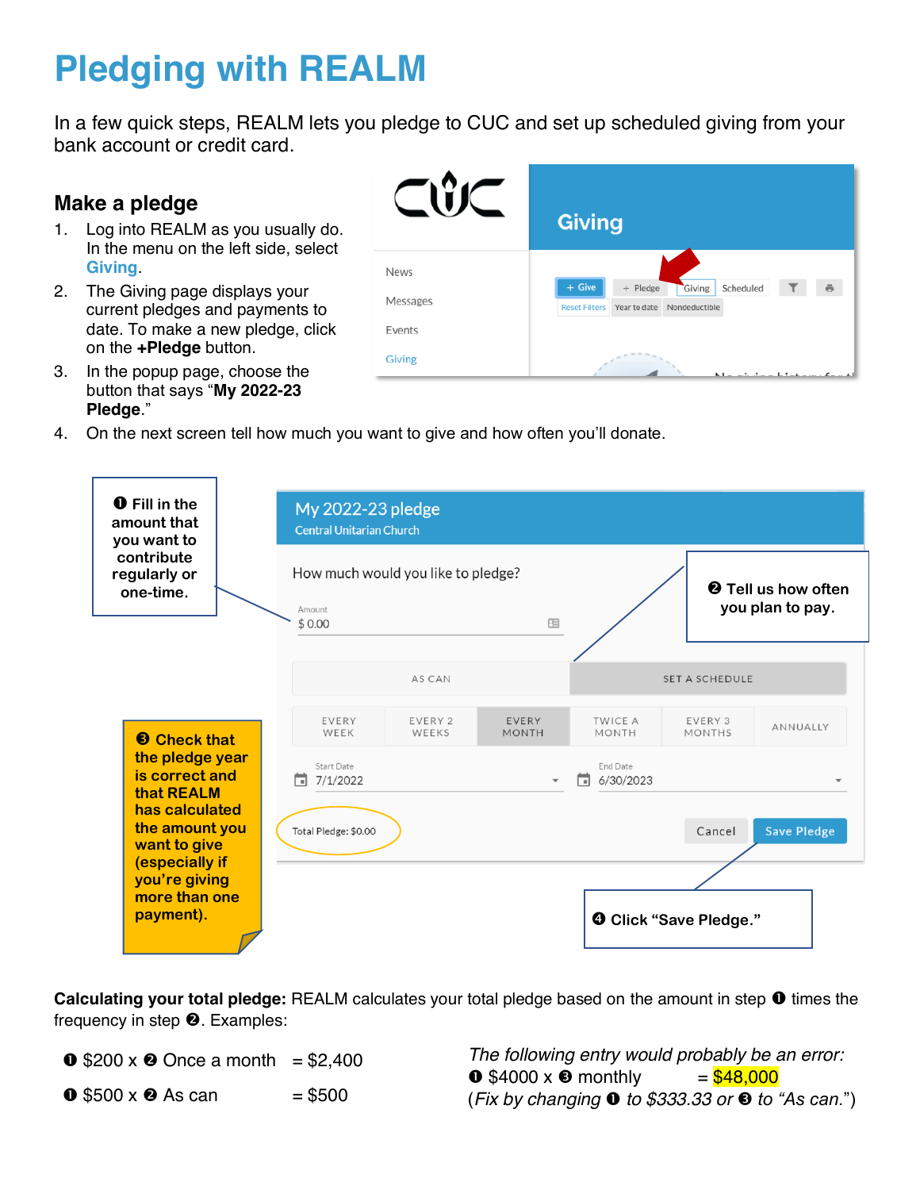# Pledging with REALM

In a few quick steps, REALM lets you pledge to CUC and set up scheduled giving from your bank account or credit card.

## Make a pledge

1. Log into REALM as you usually do. In the menu on the left side, select **Giving**.
2. The Giving page displays your current pledges and payments to date. To make a new pledge, click on the **+Pledge** button.
3. In the popup page, choose the button that says "**My 2022-23 Pledge**."
4. On the next screen tell how much you want to give and how often you'll donate.

❶ Fill in the amount that you want to contribute regularly or one-time.

❷ Tell us how often you plan to pay.

❸ Check that the pledge year is correct and that REALM has calculated the amount you want to give (especially if you're giving more than one payment).

❹ Click "Save Pledge."

**Calculating your total pledge:** REALM calculates your total pledge based on the amount in step ❶ times the frequency in step ❷. Examples:

❶ $200 x ❷ Once a month = $2,400

❶ $500 x ❷ As can = $500

*The following entry would probably be an error:*

❶ $4000 x ❸ monthly = $48,000

(*Fix by changing* ❶ *to $333.33 or* ❸ *to "As can."*)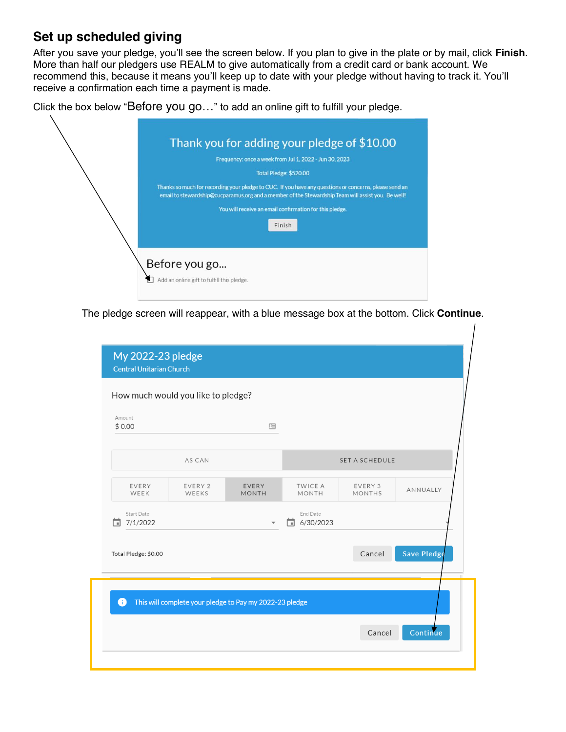## Set up scheduled giving

After you save your pledge, you'll see the screen below. If you plan to give in the plate or by mail, click **Finish**. More than half our pledgers use REALM to give automatically from a credit card or bank account. We recommend this, because it means you'll keep up to date with your pledge without having to track it. You'll receive a confirmation each time a payment is made.

Click the box below "Before you go…" to add an online gift to fulfill your pledge.

Thank you for adding your pledge of $10.00

Frequency: once a week from Jul 1, 2022 - Jun 30, 2023

Total Pledge: $520.00

Thanks so much for recording your pledge to CUC. If you have any questions or concerns, please send an email to stewardship@cucparamus.org and a member of the Stewardship Team will assist you. Be well!

You will receive an email confirmation for this pledge.

Finish

Before you go...

Add an online gift to fulfill this pledge.

The pledge screen will reappear, with a blue message box at the bottom. Click **Continue**.

My 2022-23 pledge

Central Unitarian Church

How much would you like to pledge?

Amount

$ 0.00

AS CAN | SET A SCHEDULE

EVERY WEEK | EVERY 2 WEEKS | EVERY MONTH | TWICE A MONTH | EVERY 3 MONTHS | ANNUALLY

Start Date 7/1/2022

End Date 6/30/2023

Total Pledge: $0.00

Cancel | Save Pledge

This will complete your pledge to Pay my 2022-23 pledge

Cancel | Continue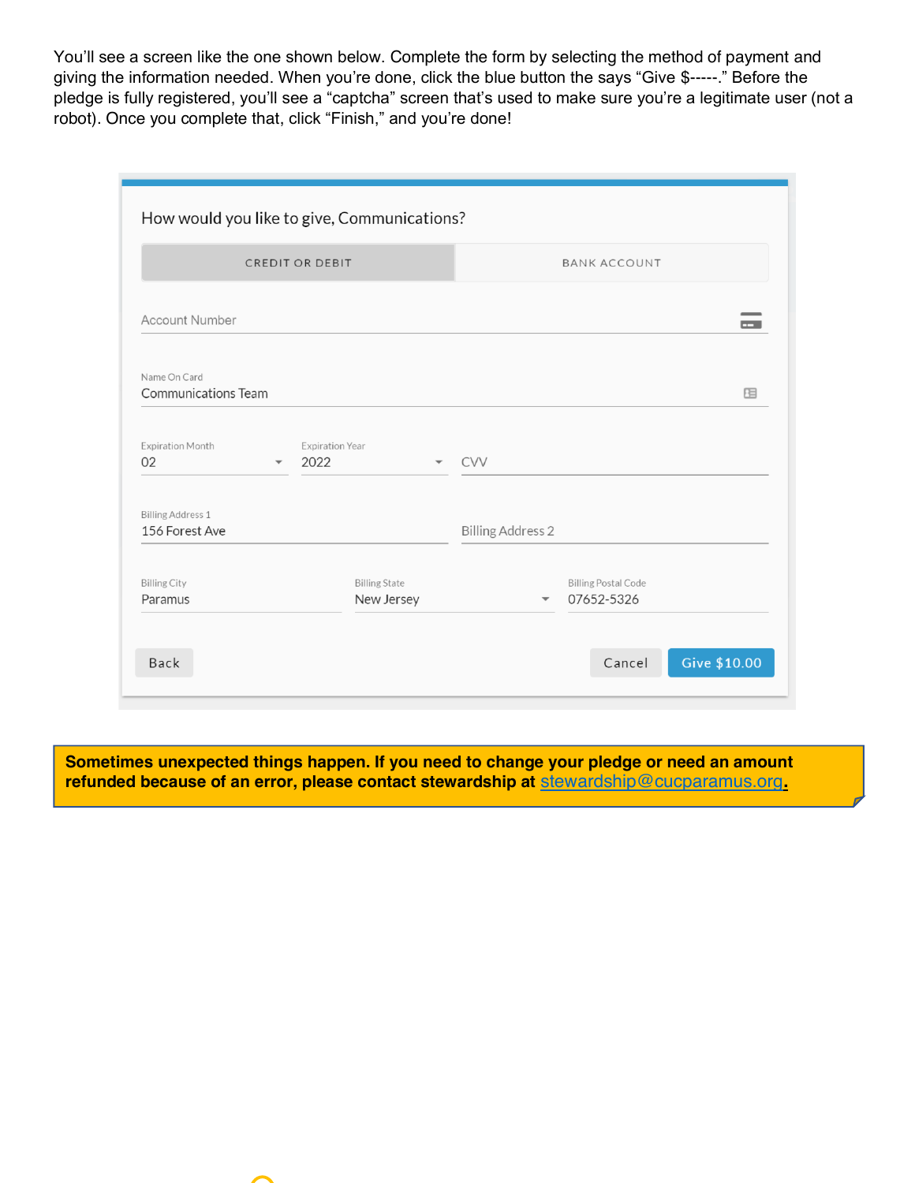You'll see a screen like the one shown below. Complete the form by selecting the method of payment and giving the information needed. When you're done, click the blue button the says "Give $-----." Before the pledge is fully registered, you'll see a "captcha" screen that's used to make sure you're a legitimate user (not a robot). Once you complete that, click "Finish," and you're done!

How would you like to give, Communications?

CREDIT OR DEBIT

BANK ACCOUNT

Account Number

Name On Card
Communications Team

Expiration Month
02

Expiration Year
2022

CVV

Billing Address 1
156 Forest Ave

Billing Address 2

Billing City
Paramus

Billing State
New Jersey

Billing Postal Code
07652-5326

Back

Cancel

Give $10.00

**Sometimes unexpected things happen. If you need to change your pledge or need an amount refunded because of an error, please contact stewardship at stewardship@cucparamus.org.**